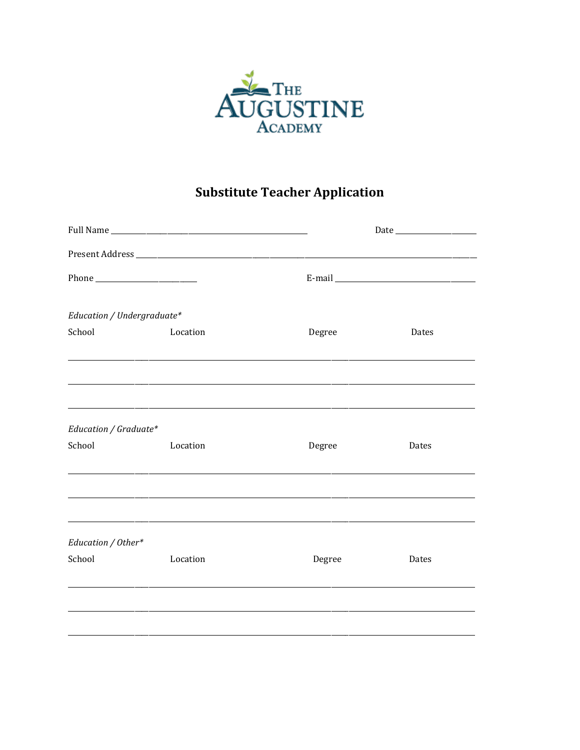The Augustine Academy

# Substitute Teacher Application

Full Name ______________________________________________ Date ____________________

Present Address ________________________________________________________________________________

Phone ________________________ E-mail _________________________________

*Education / Undergraduate**

| School | Location | Degree | Dates |
|---|---|---|---|
| | | | |
| | | | |
| | | | |

*Education / Graduate**

| School | Location | Degree | Dates |
|---|---|---|---|
| | | | |
| | | | |
| | | | |

*Education / Other**

| School | Location | Degree | Dates |
|---|---|---|---|
| | | | |
| | | | |
| | | | |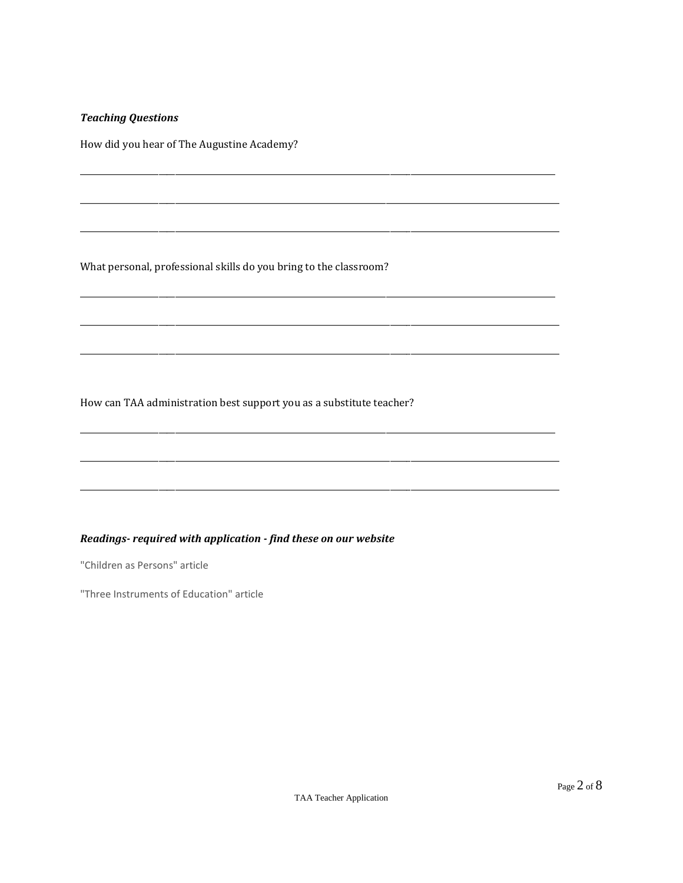***Teaching Questions***

How did you hear of The Augustine Academy?

\_\_\_\_\_\_\_\_\_\_\_\_\_\_\_\_\_\_\_\_\_\_\_\_\_\_\_\_\_\_\_\_\_\_\_\_\_\_\_\_\_\_\_\_\_\_\_\_\_\_\_\_\_\_\_\_\_\_\_\_\_\_\_\_\_\_\_\_\_\_\_\_\_\_\_\_\_\_

\_\_\_\_\_\_\_\_\_\_\_\_\_\_\_\_\_\_\_\_\_\_\_\_\_\_\_\_\_\_\_\_\_\_\_\_\_\_\_\_\_\_\_\_\_\_\_\_\_\_\_\_\_\_\_\_\_\_\_\_\_\_\_\_\_\_\_\_\_\_\_\_\_\_\_\_\_\_

\_\_\_\_\_\_\_\_\_\_\_\_\_\_\_\_\_\_\_\_\_\_\_\_\_\_\_\_\_\_\_\_\_\_\_\_\_\_\_\_\_\_\_\_\_\_\_\_\_\_\_\_\_\_\_\_\_\_\_\_\_\_\_\_\_\_\_\_\_\_\_\_\_\_\_\_\_\_

What personal, professional skills do you bring to the classroom?

\_\_\_\_\_\_\_\_\_\_\_\_\_\_\_\_\_\_\_\_\_\_\_\_\_\_\_\_\_\_\_\_\_\_\_\_\_\_\_\_\_\_\_\_\_\_\_\_\_\_\_\_\_\_\_\_\_\_\_\_\_\_\_\_\_\_\_\_\_\_\_\_\_\_\_\_\_\_

\_\_\_\_\_\_\_\_\_\_\_\_\_\_\_\_\_\_\_\_\_\_\_\_\_\_\_\_\_\_\_\_\_\_\_\_\_\_\_\_\_\_\_\_\_\_\_\_\_\_\_\_\_\_\_\_\_\_\_\_\_\_\_\_\_\_\_\_\_\_\_\_\_\_\_\_\_\_

\_\_\_\_\_\_\_\_\_\_\_\_\_\_\_\_\_\_\_\_\_\_\_\_\_\_\_\_\_\_\_\_\_\_\_\_\_\_\_\_\_\_\_\_\_\_\_\_\_\_\_\_\_\_\_\_\_\_\_\_\_\_\_\_\_\_\_\_\_\_\_\_\_\_\_\_\_\_

How can TAA administration best support you as a substitute teacher?

\_\_\_\_\_\_\_\_\_\_\_\_\_\_\_\_\_\_\_\_\_\_\_\_\_\_\_\_\_\_\_\_\_\_\_\_\_\_\_\_\_\_\_\_\_\_\_\_\_\_\_\_\_\_\_\_\_\_\_\_\_\_\_\_\_\_\_\_\_\_\_\_\_\_\_\_\_\_

\_\_\_\_\_\_\_\_\_\_\_\_\_\_\_\_\_\_\_\_\_\_\_\_\_\_\_\_\_\_\_\_\_\_\_\_\_\_\_\_\_\_\_\_\_\_\_\_\_\_\_\_\_\_\_\_\_\_\_\_\_\_\_\_\_\_\_\_\_\_\_\_\_\_\_\_\_\_

\_\_\_\_\_\_\_\_\_\_\_\_\_\_\_\_\_\_\_\_\_\_\_\_\_\_\_\_\_\_\_\_\_\_\_\_\_\_\_\_\_\_\_\_\_\_\_\_\_\_\_\_\_\_\_\_\_\_\_\_\_\_\_\_\_\_\_\_\_\_\_\_\_\_\_\_\_\_

***Readings- required with application - find these on our website***

"Children as Persons" article

"Three Instruments of Education" article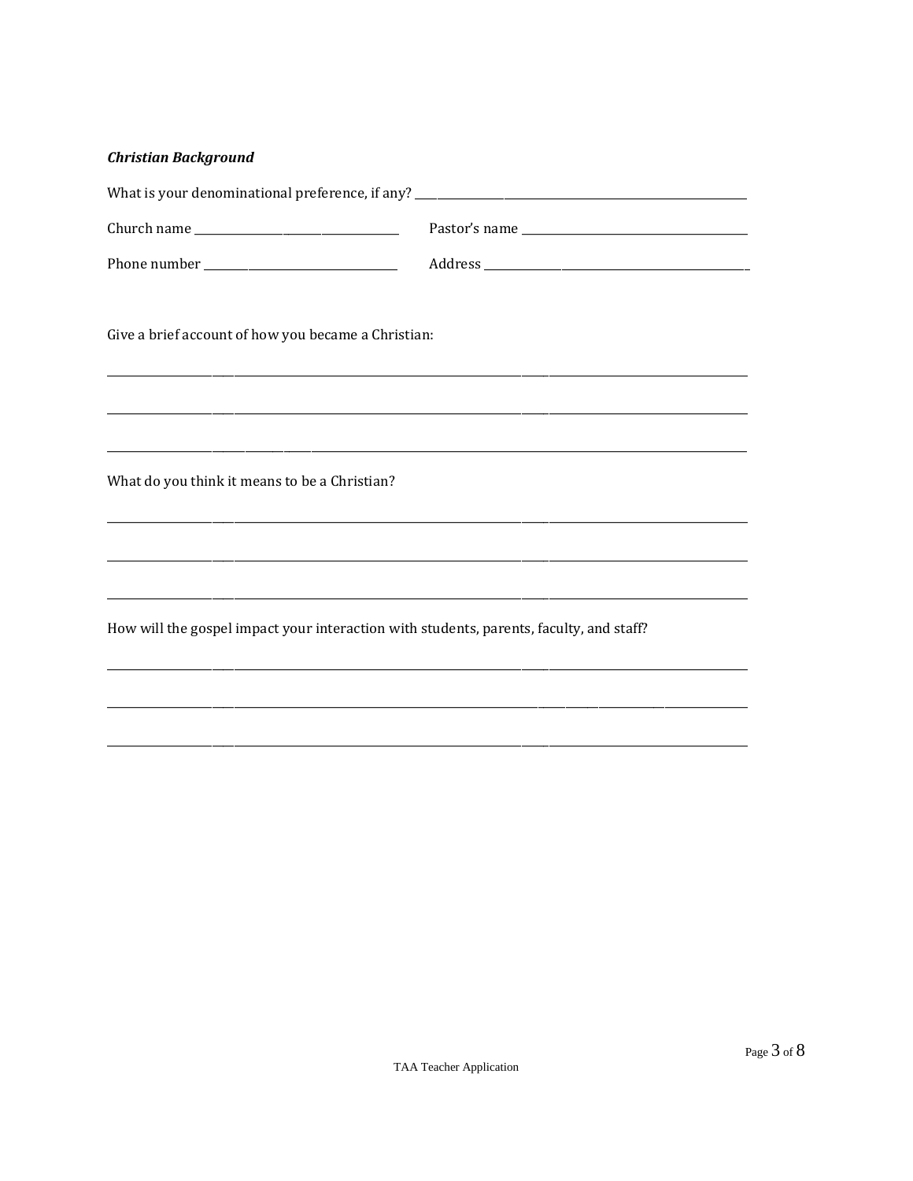***Christian Background***

What is your denominational preference, if any? ___________________________________________

Church name ______________________________ Pastor's name ______________________________

Phone number ____________________________ Address ___________________________________

Give a brief account of how you became a Christian:

_____________________________________________________________________________________

_____________________________________________________________________________________

_____________________________________________________________________________________

What do you think it means to be a Christian?

_____________________________________________________________________________________

_____________________________________________________________________________________

_____________________________________________________________________________________

How will the gospel impact your interaction with students, parents, faculty, and staff?

_____________________________________________________________________________________

_____________________________________________________________________________________

_____________________________________________________________________________________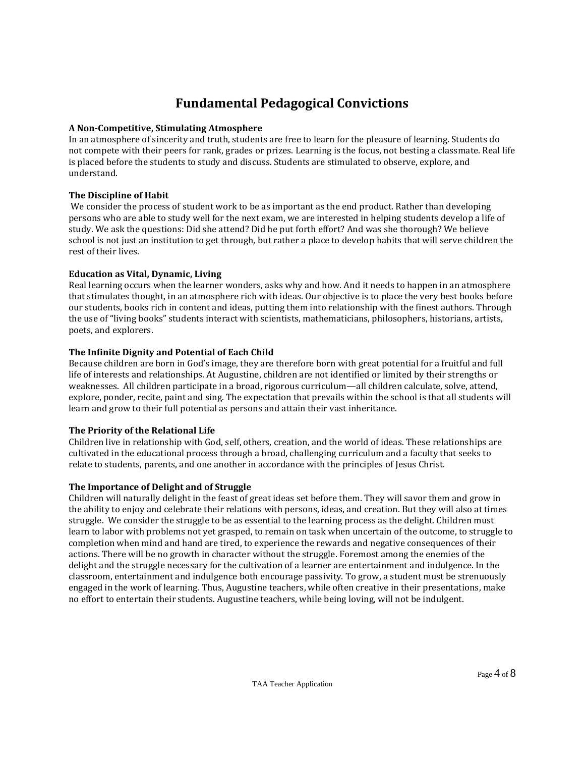# Fundamental Pedagogical Convictions

**A Non-Competitive, Stimulating Atmosphere**

In an atmosphere of sincerity and truth, students are free to learn for the pleasure of learning. Students do not compete with their peers for rank, grades or prizes. Learning is the focus, not besting a classmate. Real life is placed before the students to study and discuss. Students are stimulated to observe, explore, and understand.

**The Discipline of Habit**

We consider the process of student work to be as important as the end product. Rather than developing persons who are able to study well for the next exam, we are interested in helping students develop a life of study. We ask the questions: Did she attend? Did he put forth effort? And was she thorough? We believe school is not just an institution to get through, but rather a place to develop habits that will serve children the rest of their lives.

**Education as Vital, Dynamic, Living**

Real learning occurs when the learner wonders, asks why and how. And it needs to happen in an atmosphere that stimulates thought, in an atmosphere rich with ideas. Our objective is to place the very best books before our students, books rich in content and ideas, putting them into relationship with the finest authors. Through the use of "living books" students interact with scientists, mathematicians, philosophers, historians, artists, poets, and explorers.

**The Infinite Dignity and Potential of Each Child**

Because children are born in God's image, they are therefore born with great potential for a fruitful and full life of interests and relationships. At Augustine, children are not identified or limited by their strengths or weaknesses. All children participate in a broad, rigorous curriculum—all children calculate, solve, attend, explore, ponder, recite, paint and sing. The expectation that prevails within the school is that all students will learn and grow to their full potential as persons and attain their vast inheritance.

**The Priority of the Relational Life**

Children live in relationship with God, self, others, creation, and the world of ideas. These relationships are cultivated in the educational process through a broad, challenging curriculum and a faculty that seeks to relate to students, parents, and one another in accordance with the principles of Jesus Christ.

**The Importance of Delight and of Struggle**

Children will naturally delight in the feast of great ideas set before them. They will savor them and grow in the ability to enjoy and celebrate their relations with persons, ideas, and creation. But they will also at times struggle. We consider the struggle to be as essential to the learning process as the delight. Children must learn to labor with problems not yet grasped, to remain on task when uncertain of the outcome, to struggle to completion when mind and hand are tired, to experience the rewards and negative consequences of their actions. There will be no growth in character without the struggle. Foremost among the enemies of the delight and the struggle necessary for the cultivation of a learner are entertainment and indulgence. In the classroom, entertainment and indulgence both encourage passivity. To grow, a student must be strenuously engaged in the work of learning. Thus, Augustine teachers, while often creative in their presentations, make no effort to entertain their students. Augustine teachers, while being loving, will not be indulgent.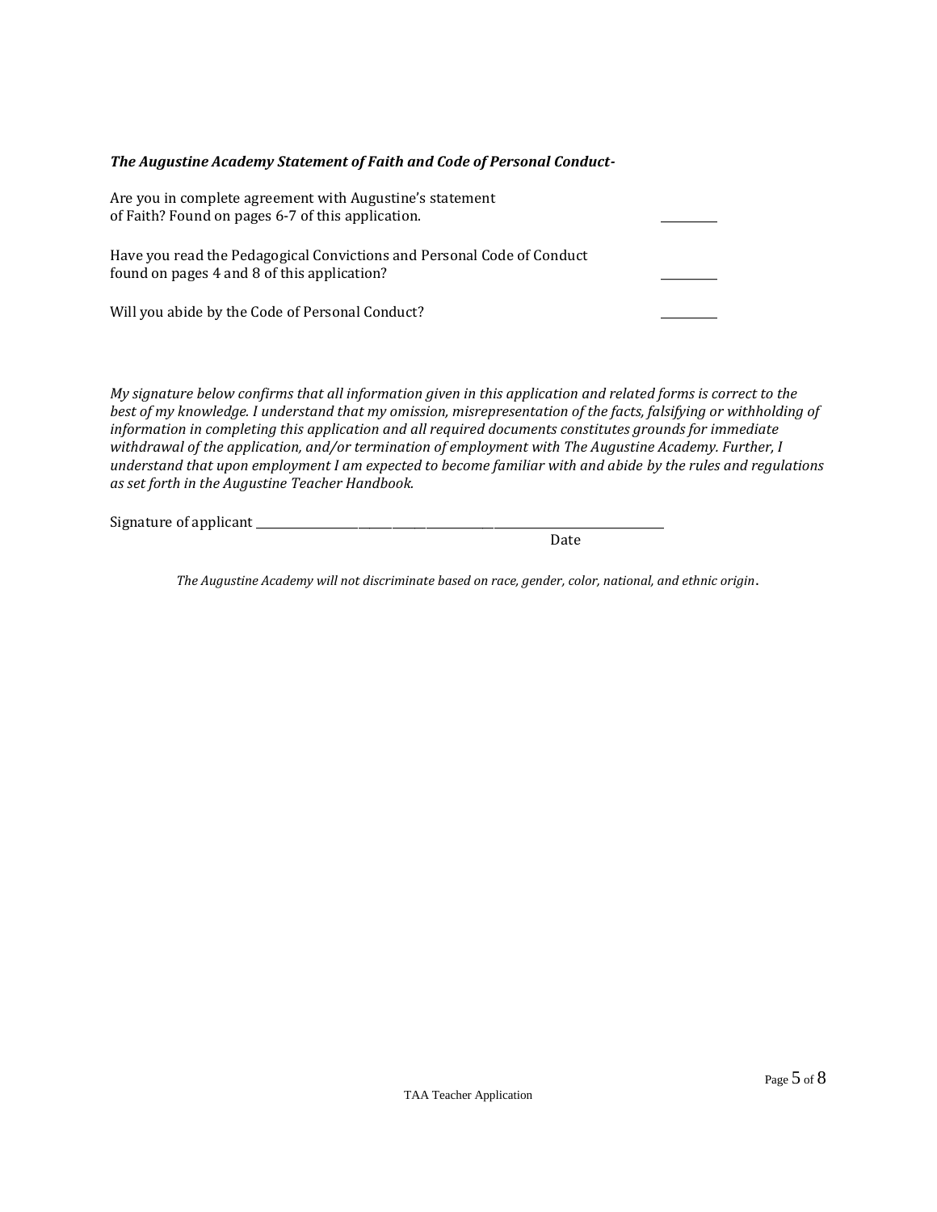***The Augustine Academy Statement of Faith and Code of Personal Conduct-***

Are you in complete agreement with Augustine's statement of Faith? Found on pages 6-7 of this application. __________

Have you read the Pedagogical Convictions and Personal Code of Conduct found on pages 4 and 8 of this application? __________

Will you abide by the Code of Personal Conduct? __________

*My signature below confirms that all information given in this application and related forms is correct to the best of my knowledge. I understand that my omission, misrepresentation of the facts, falsifying or withholding of information in completing this application and all required documents constitutes grounds for immediate withdrawal of the application, and/or termination of employment with The Augustine Academy. Further, I understand that upon employment I am expected to become familiar with and abide by the rules and regulations as set forth in the Augustine Teacher Handbook.*

Signature of applicant ______________________________________________________________

Date

*The Augustine Academy will not discriminate based on race, gender, color, national, and ethnic origin*.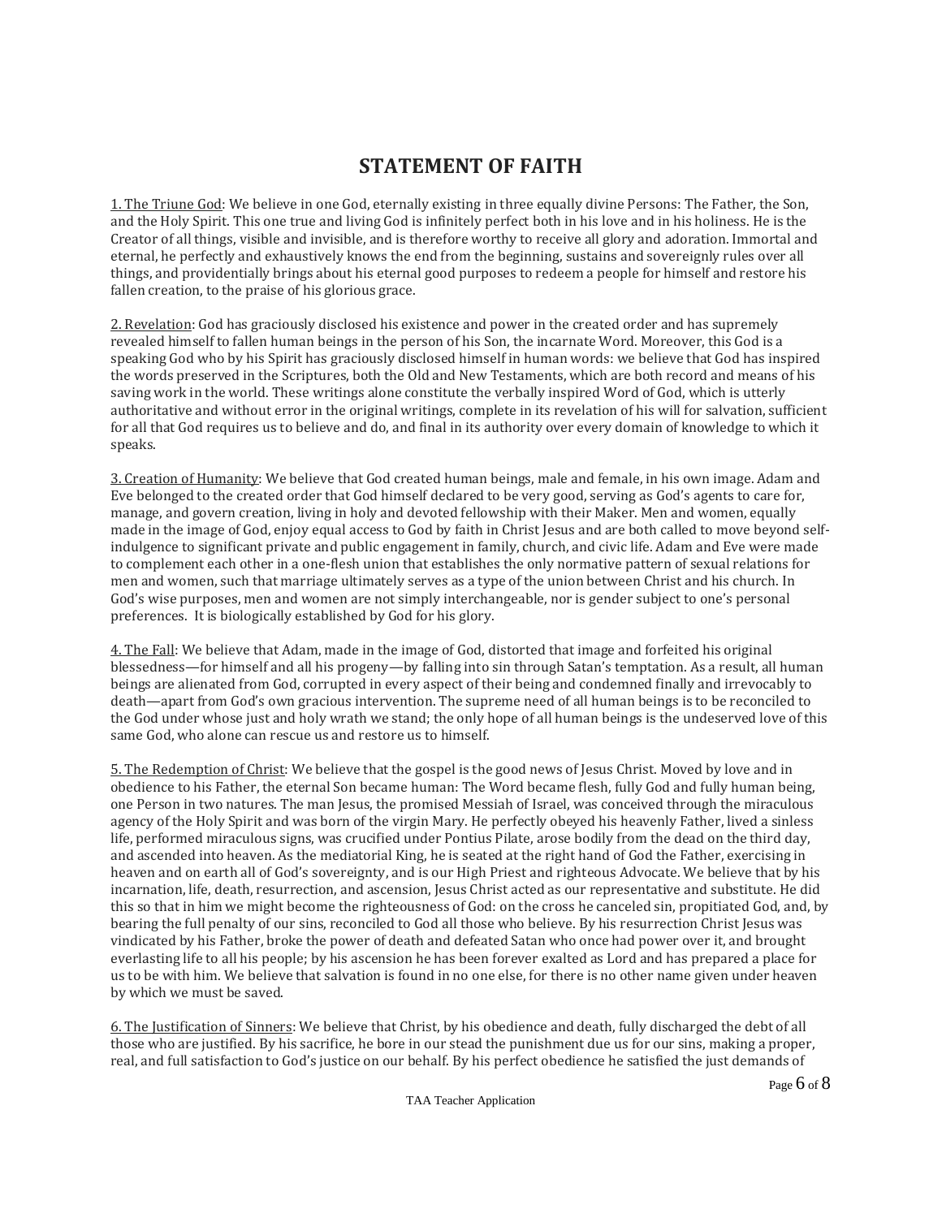# STATEMENT OF FAITH

1. The Triune God: We believe in one God, eternally existing in three equally divine Persons: The Father, the Son, and the Holy Spirit. This one true and living God is infinitely perfect both in his love and in his holiness. He is the Creator of all things, visible and invisible, and is therefore worthy to receive all glory and adoration. Immortal and eternal, he perfectly and exhaustively knows the end from the beginning, sustains and sovereignly rules over all things, and providentially brings about his eternal good purposes to redeem a people for himself and restore his fallen creation, to the praise of his glorious grace.

2. Revelation: God has graciously disclosed his existence and power in the created order and has supremely revealed himself to fallen human beings in the person of his Son, the incarnate Word. Moreover, this God is a speaking God who by his Spirit has graciously disclosed himself in human words: we believe that God has inspired the words preserved in the Scriptures, both the Old and New Testaments, which are both record and means of his saving work in the world. These writings alone constitute the verbally inspired Word of God, which is utterly authoritative and without error in the original writings, complete in its revelation of his will for salvation, sufficient for all that God requires us to believe and do, and final in its authority over every domain of knowledge to which it speaks.

3. Creation of Humanity: We believe that God created human beings, male and female, in his own image. Adam and Eve belonged to the created order that God himself declared to be very good, serving as God's agents to care for, manage, and govern creation, living in holy and devoted fellowship with their Maker. Men and women, equally made in the image of God, enjoy equal access to God by faith in Christ Jesus and are both called to move beyond self-indulgence to significant private and public engagement in family, church, and civic life. Adam and Eve were made to complement each other in a one-flesh union that establishes the only normative pattern of sexual relations for men and women, such that marriage ultimately serves as a type of the union between Christ and his church. In God's wise purposes, men and women are not simply interchangeable, nor is gender subject to one's personal preferences. It is biologically established by God for his glory.

4. The Fall: We believe that Adam, made in the image of God, distorted that image and forfeited his original blessedness—for himself and all his progeny—by falling into sin through Satan's temptation. As a result, all human beings are alienated from God, corrupted in every aspect of their being and condemned finally and irrevocably to death—apart from God's own gracious intervention. The supreme need of all human beings is to be reconciled to the God under whose just and holy wrath we stand; the only hope of all human beings is the undeserved love of this same God, who alone can rescue us and restore us to himself.

5. The Redemption of Christ: We believe that the gospel is the good news of Jesus Christ. Moved by love and in obedience to his Father, the eternal Son became human: The Word became flesh, fully God and fully human being, one Person in two natures. The man Jesus, the promised Messiah of Israel, was conceived through the miraculous agency of the Holy Spirit and was born of the virgin Mary. He perfectly obeyed his heavenly Father, lived a sinless life, performed miraculous signs, was crucified under Pontius Pilate, arose bodily from the dead on the third day, and ascended into heaven. As the mediatorial King, he is seated at the right hand of God the Father, exercising in heaven and on earth all of God's sovereignty, and is our High Priest and righteous Advocate. We believe that by his incarnation, life, death, resurrection, and ascension, Jesus Christ acted as our representative and substitute. He did this so that in him we might become the righteousness of God: on the cross he canceled sin, propitiated God, and, by bearing the full penalty of our sins, reconciled to God all those who believe. By his resurrection Christ Jesus was vindicated by his Father, broke the power of death and defeated Satan who once had power over it, and brought everlasting life to all his people; by his ascension he has been forever exalted as Lord and has prepared a place for us to be with him. We believe that salvation is found in no one else, for there is no other name given under heaven by which we must be saved.

6. The Justification of Sinners: We believe that Christ, by his obedience and death, fully discharged the debt of all those who are justified. By his sacrifice, he bore in our stead the punishment due us for our sins, making a proper, real, and full satisfaction to God's justice on our behalf. By his perfect obedience he satisfied the just demands of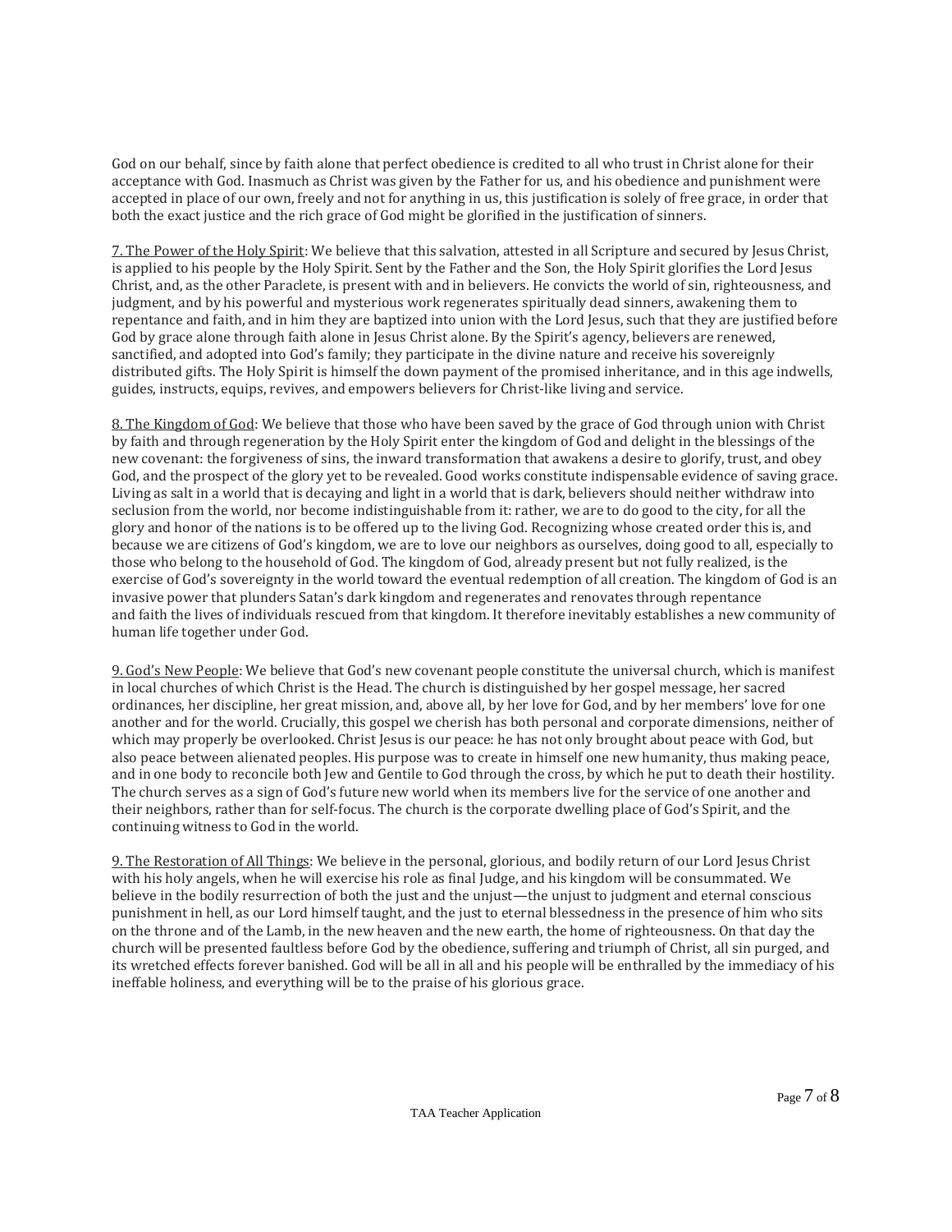God on our behalf, since by faith alone that perfect obedience is credited to all who trust in Christ alone for their acceptance with God. Inasmuch as Christ was given by the Father for us, and his obedience and punishment were accepted in place of our own, freely and not for anything in us, this justification is solely of free grace, in order that both the exact justice and the rich grace of God might be glorified in the justification of sinners.

<u>7. The Power of the Holy Spirit</u>: We believe that this salvation, attested in all Scripture and secured by Jesus Christ, is applied to his people by the Holy Spirit. Sent by the Father and the Son, the Holy Spirit glorifies the Lord Jesus Christ, and, as the other Paraclete, is present with and in believers. He convicts the world of sin, righteousness, and judgment, and by his powerful and mysterious work regenerates spiritually dead sinners, awakening them to repentance and faith, and in him they are baptized into union with the Lord Jesus, such that they are justified before God by grace alone through faith alone in Jesus Christ alone. By the Spirit's agency, believers are renewed, sanctified, and adopted into God's family; they participate in the divine nature and receive his sovereignly distributed gifts. The Holy Spirit is himself the down payment of the promised inheritance, and in this age indwells, guides, instructs, equips, revives, and empowers believers for Christ-like living and service.

<u>8. The Kingdom of God</u>: We believe that those who have been saved by the grace of God through union with Christ by faith and through regeneration by the Holy Spirit enter the kingdom of God and delight in the blessings of the new covenant: the forgiveness of sins, the inward transformation that awakens a desire to glorify, trust, and obey God, and the prospect of the glory yet to be revealed. Good works constitute indispensable evidence of saving grace. Living as salt in a world that is decaying and light in a world that is dark, believers should neither withdraw into seclusion from the world, nor become indistinguishable from it: rather, we are to do good to the city, for all the glory and honor of the nations is to be offered up to the living God. Recognizing whose created order this is, and because we are citizens of God's kingdom, we are to love our neighbors as ourselves, doing good to all, especially to those who belong to the household of God. The kingdom of God, already present but not fully realized, is the exercise of God's sovereignty in the world toward the eventual redemption of all creation. The kingdom of God is an invasive power that plunders Satan's dark kingdom and regenerates and renovates through repentance and faith the lives of individuals rescued from that kingdom. It therefore inevitably establishes a new community of human life together under God.

<u>9. God's New People</u>: We believe that God's new covenant people constitute the universal church, which is manifest in local churches of which Christ is the Head. The church is distinguished by her gospel message, her sacred ordinances, her discipline, her great mission, and, above all, by her love for God, and by her members' love for one another and for the world. Crucially, this gospel we cherish has both personal and corporate dimensions, neither of which may properly be overlooked. Christ Jesus is our peace: he has not only brought about peace with God, but also peace between alienated peoples. His purpose was to create in himself one new humanity, thus making peace, and in one body to reconcile both Jew and Gentile to God through the cross, by which he put to death their hostility. The church serves as a sign of God's future new world when its members live for the service of one another and their neighbors, rather than for self-focus. The church is the corporate dwelling place of God's Spirit, and the continuing witness to God in the world.

<u>9. The Restoration of All Things</u>: We believe in the personal, glorious, and bodily return of our Lord Jesus Christ with his holy angels, when he will exercise his role as final Judge, and his kingdom will be consummated. We believe in the bodily resurrection of both the just and the unjust—the unjust to judgment and eternal conscious punishment in hell, as our Lord himself taught, and the just to eternal blessedness in the presence of him who sits on the throne and of the Lamb, in the new heaven and the new earth, the home of righteousness. On that day the church will be presented faultless before God by the obedience, suffering and triumph of Christ, all sin purged, and its wretched effects forever banished. God will be all in all and his people will be enthralled by the immediacy of his ineffable holiness, and everything will be to the praise of his glorious grace.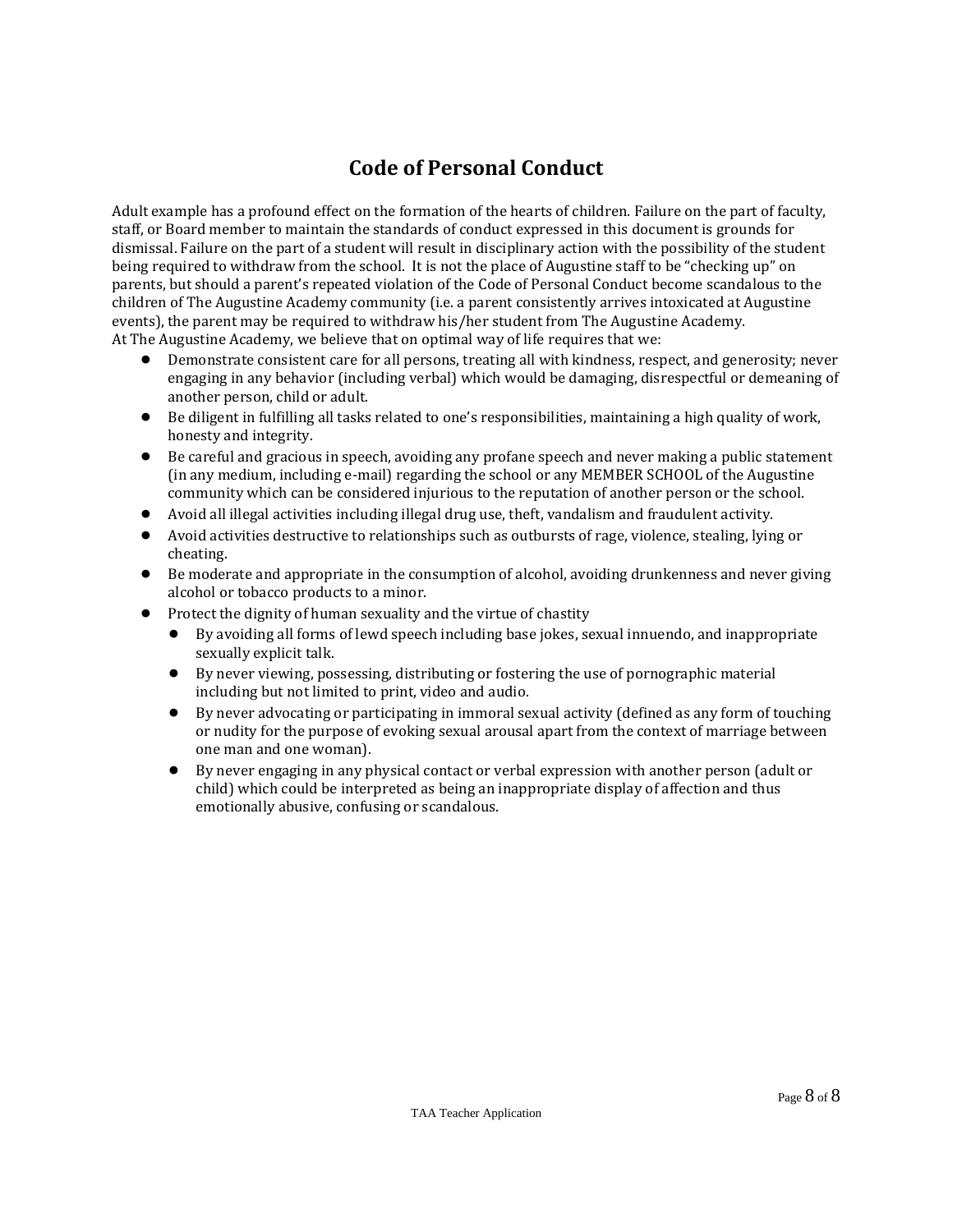## Code of Personal Conduct

Adult example has a profound effect on the formation of the hearts of children. Failure on the part of faculty, staff, or Board member to maintain the standards of conduct expressed in this document is grounds for dismissal. Failure on the part of a student will result in disciplinary action with the possibility of the student being required to withdraw from the school. It is not the place of Augustine staff to be "checking up" on parents, but should a parent's repeated violation of the Code of Personal Conduct become scandalous to the children of The Augustine Academy community (i.e. a parent consistently arrives intoxicated at Augustine events), the parent may be required to withdraw his/her student from The Augustine Academy.
At The Augustine Academy, we believe that on optimal way of life requires that we:

- Demonstrate consistent care for all persons, treating all with kindness, respect, and generosity; never engaging in any behavior (including verbal) which would be damaging, disrespectful or demeaning of another person, child or adult.
- Be diligent in fulfilling all tasks related to one's responsibilities, maintaining a high quality of work, honesty and integrity.
- Be careful and gracious in speech, avoiding any profane speech and never making a public statement (in any medium, including e-mail) regarding the school or any MEMBER SCHOOL of the Augustine community which can be considered injurious to the reputation of another person or the school.
- Avoid all illegal activities including illegal drug use, theft, vandalism and fraudulent activity.
- Avoid activities destructive to relationships such as outbursts of rage, violence, stealing, lying or cheating.
- Be moderate and appropriate in the consumption of alcohol, avoiding drunkenness and never giving alcohol or tobacco products to a minor.
- Protect the dignity of human sexuality and the virtue of chastity
  - By avoiding all forms of lewd speech including base jokes, sexual innuendo, and inappropriate sexually explicit talk.
  - By never viewing, possessing, distributing or fostering the use of pornographic material including but not limited to print, video and audio.
  - By never advocating or participating in immoral sexual activity (defined as any form of touching or nudity for the purpose of evoking sexual arousal apart from the context of marriage between one man and one woman).
  - By never engaging in any physical contact or verbal expression with another person (adult or child) which could be interpreted as being an inappropriate display of affection and thus emotionally abusive, confusing or scandalous.